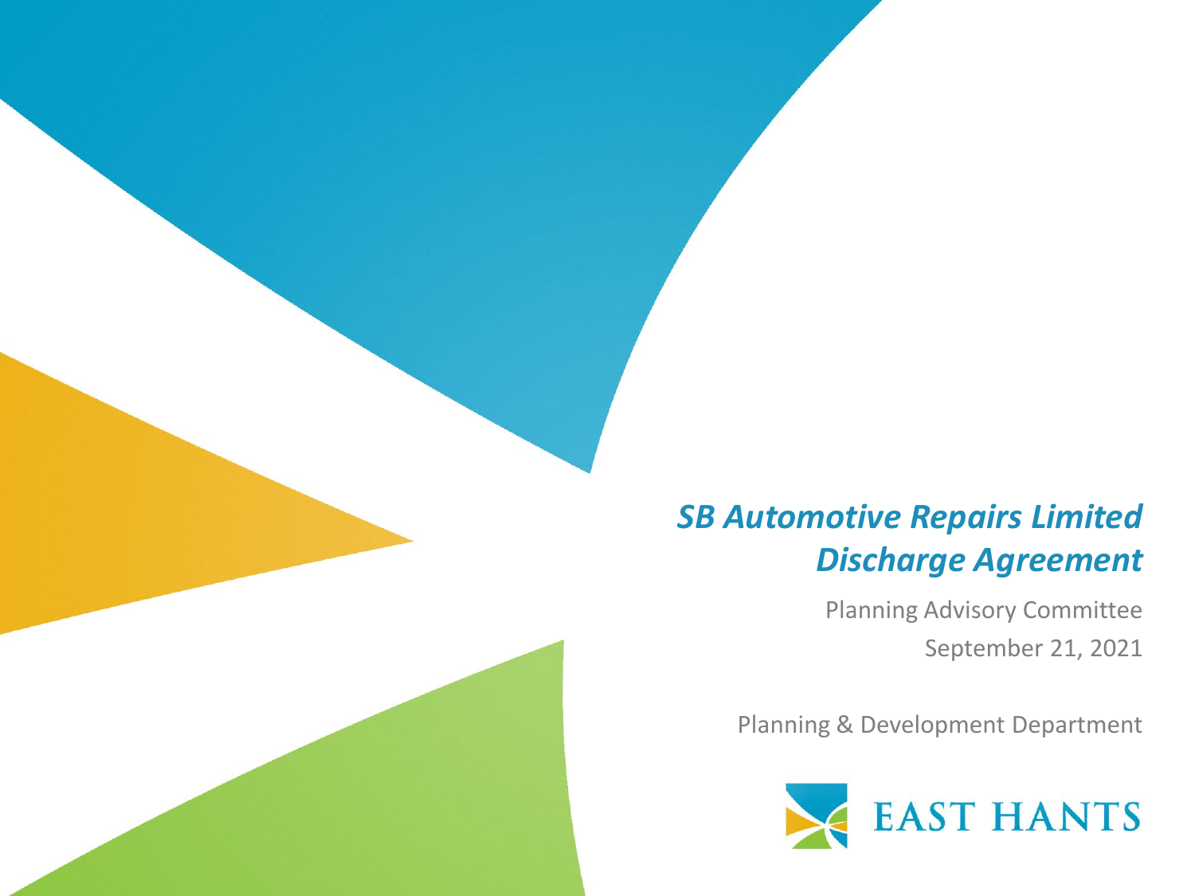# *SB Automotive Repairs Limited Discharge Agreement*

Planning Advisory Committee

September 21, 2021

Planning & Development Department

EAST HANTS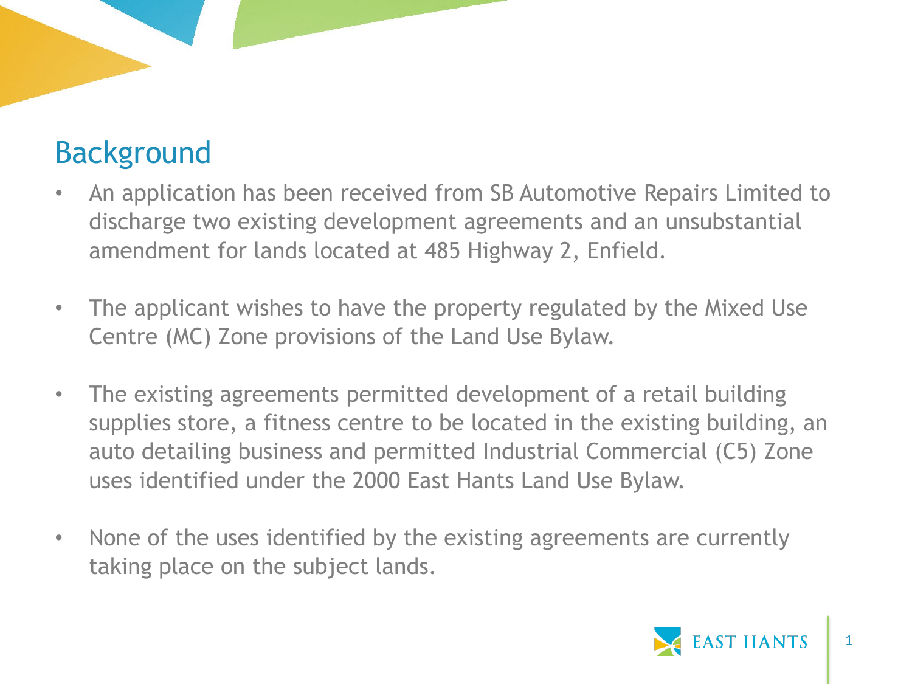## Background

- An application has been received from SB Automotive Repairs Limited to discharge two existing development agreements and an unsubstantial amendment for lands located at 485 Highway 2, Enfield.

- The applicant wishes to have the property regulated by the Mixed Use Centre (MC) Zone provisions of the Land Use Bylaw.

- The existing agreements permitted development of a retail building supplies store, a fitness centre to be located in the existing building, an auto detailing business and permitted Industrial Commercial (C5) Zone uses identified under the 2000 East Hants Land Use Bylaw.

- None of the uses identified by the existing agreements are currently taking place on the subject lands.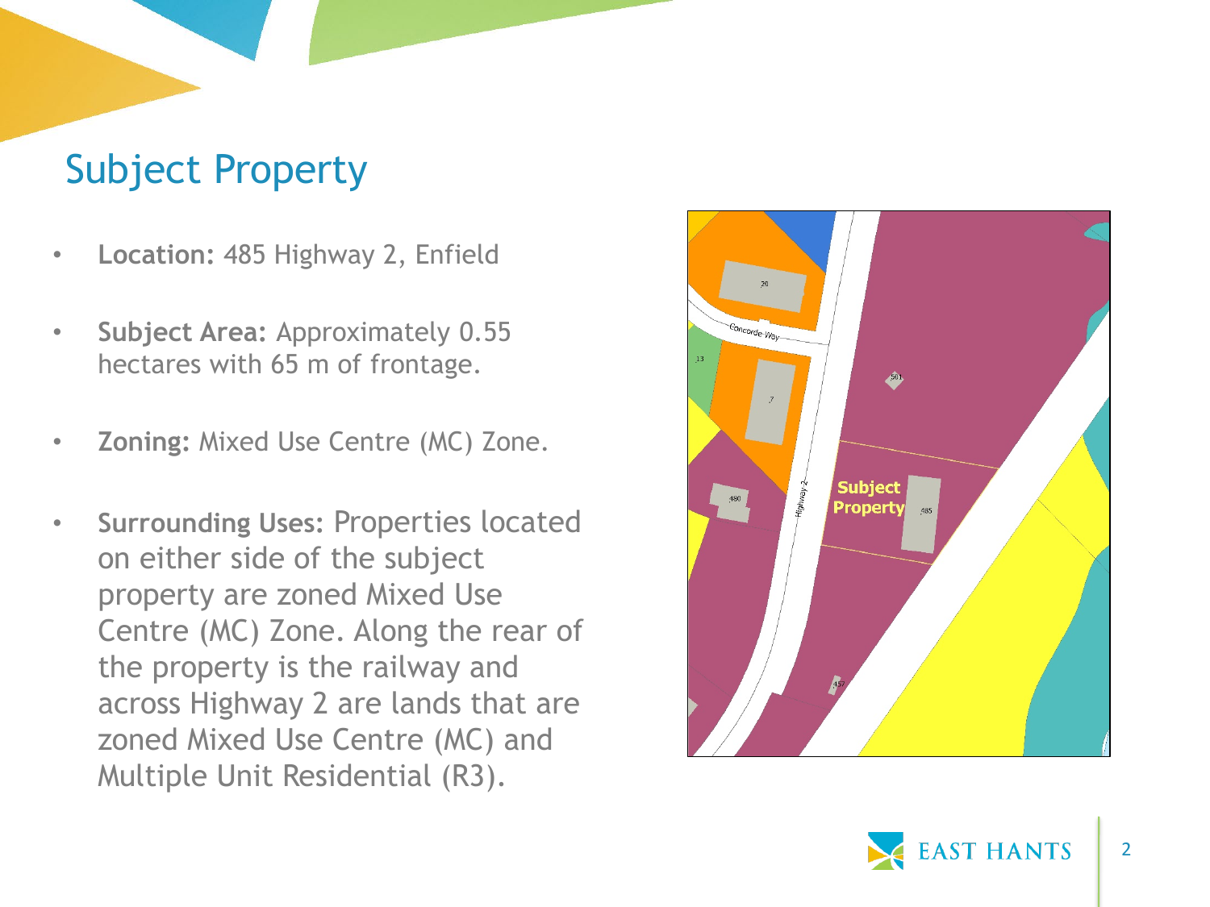# Subject Property

- **Location:** 485 Highway 2, Enfield
- **Subject Area:** Approximately 0.55 hectares with 65 m of frontage.
- **Zoning:** Mixed Use Centre (MC) Zone.
- **Surrounding Uses:** Properties located on either side of the subject property are zoned Mixed Use Centre (MC) Zone. Along the rear of the property is the railway and across Highway 2 are lands that are zoned Mixed Use Centre (MC) and Multiple Unit Residential (R3).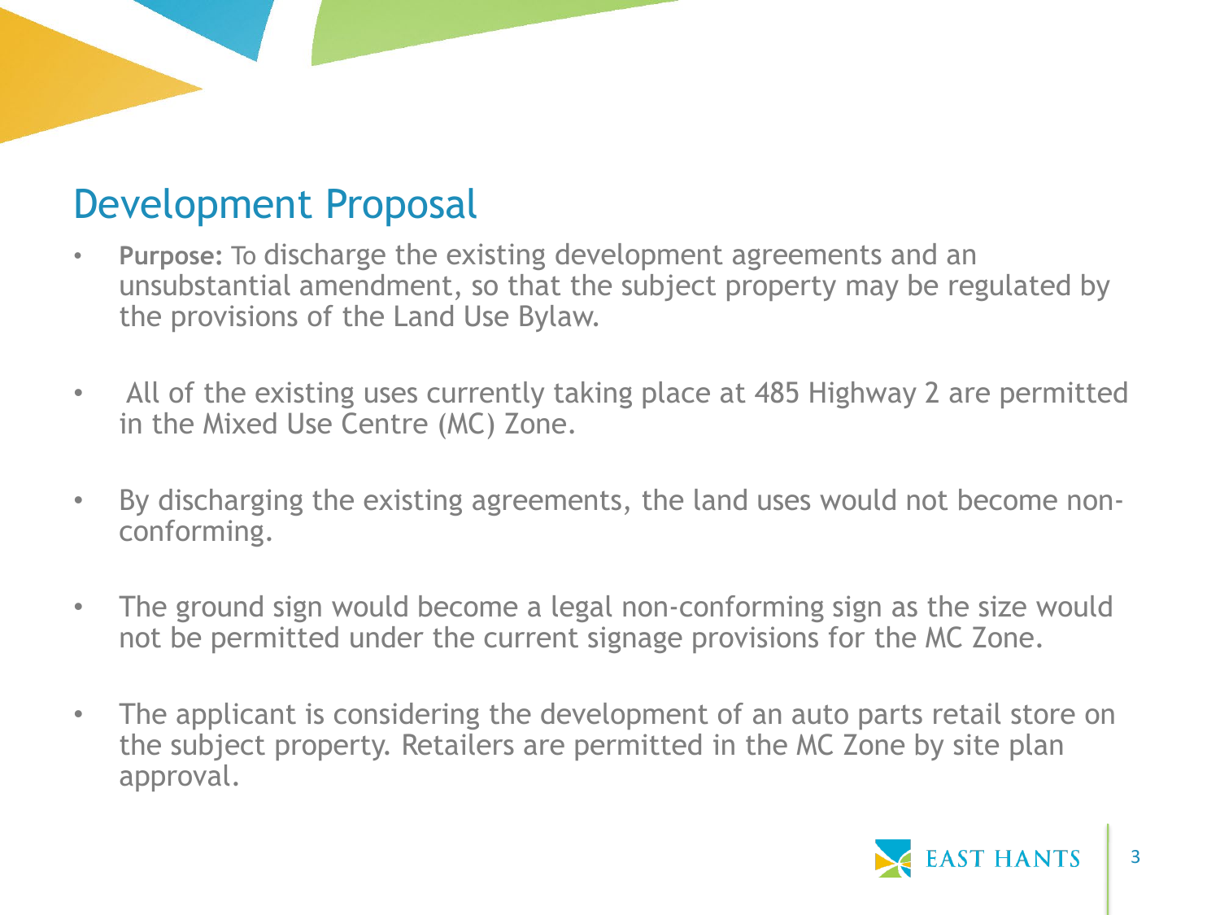# Development Proposal

- **Purpose:** To discharge the existing development agreements and an unsubstantial amendment, so that the subject property may be regulated by the provisions of the Land Use Bylaw.

- All of the existing uses currently taking place at 485 Highway 2 are permitted in the Mixed Use Centre (MC) Zone.

- By discharging the existing agreements, the land uses would not become non-conforming.

- The ground sign would become a legal non-conforming sign as the size would not be permitted under the current signage provisions for the MC Zone.

- The applicant is considering the development of an auto parts retail store on the subject property. Retailers are permitted in the MC Zone by site plan approval.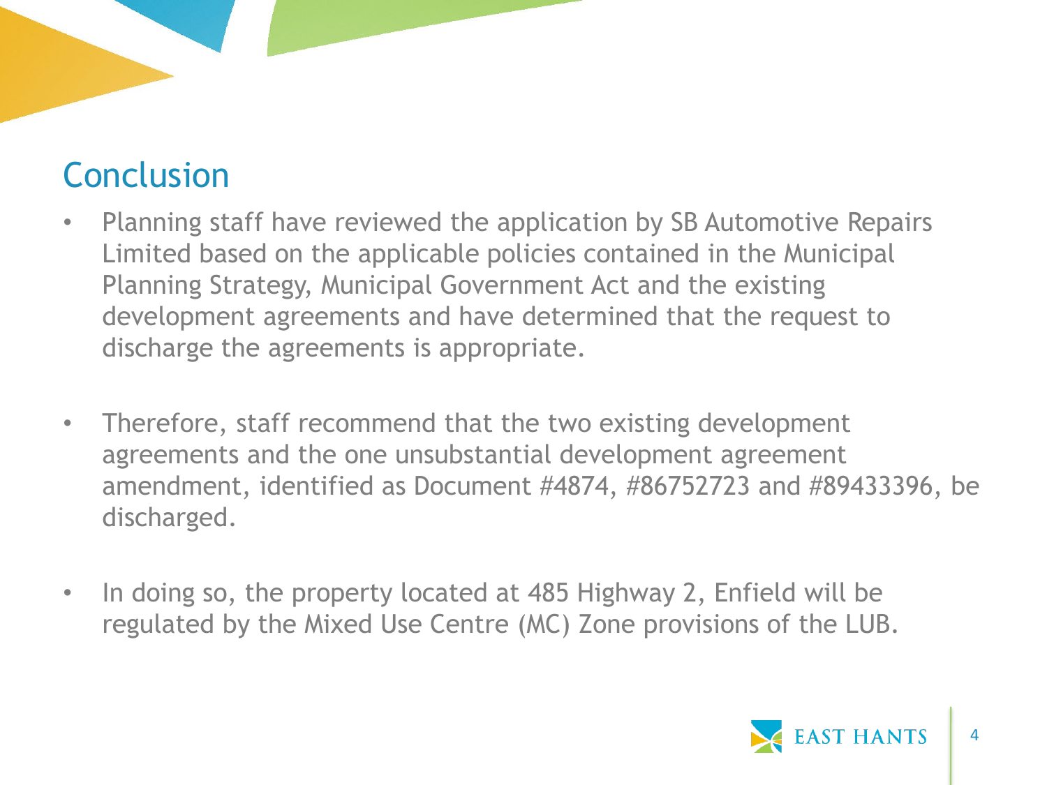## Conclusion

- Planning staff have reviewed the application by SB Automotive Repairs Limited based on the applicable policies contained in the Municipal Planning Strategy, Municipal Government Act and the existing development agreements and have determined that the request to discharge the agreements is appropriate.
- Therefore, staff recommend that the two existing development agreements and the one unsubstantial development agreement amendment, identified as Document #4874, #86752723 and #89433396, be discharged.
- In doing so, the property located at 485 Highway 2, Enfield will be regulated by the Mixed Use Centre (MC) Zone provisions of the LUB.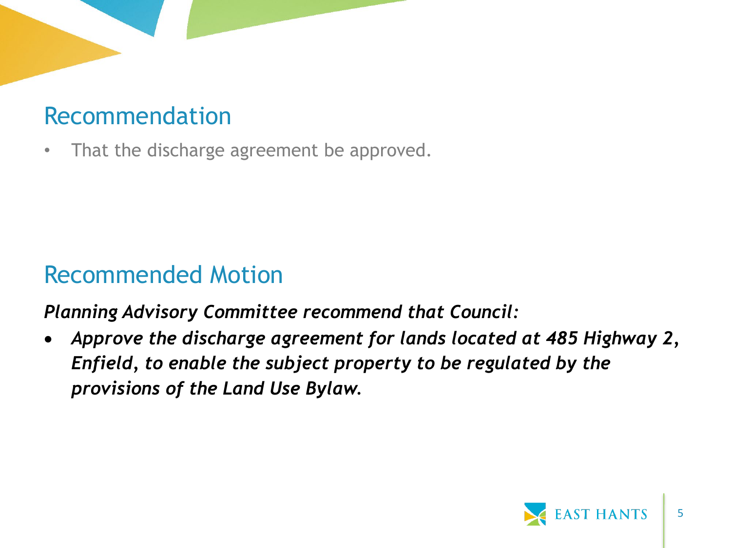## Recommendation

- That the discharge agreement be approved.

## Recommended Motion

***Planning Advisory Committee recommend that Council:***

- ***Approve the discharge agreement for lands located at 485 Highway 2, Enfield, to enable the subject property to be regulated by the provisions of the Land Use Bylaw.***